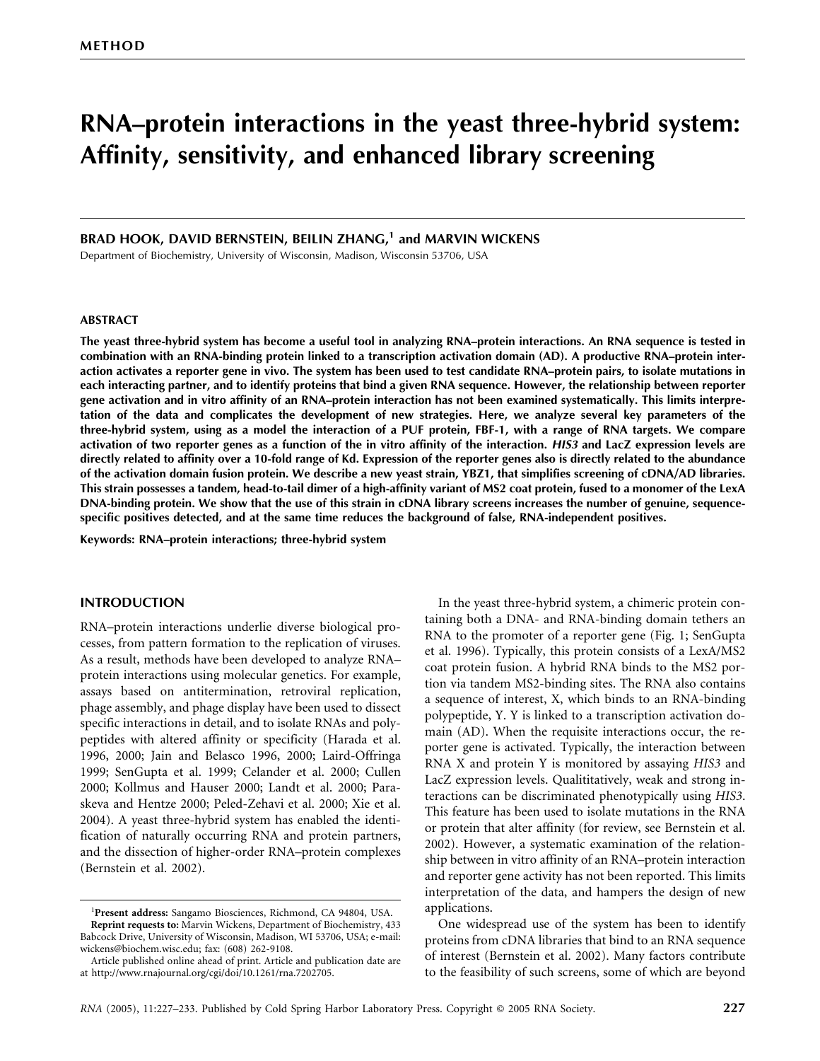METHOD

# RNA–protein interactions in the yeast three-hybrid system: Affinity, sensitivity, and enhanced library screening

**BRAD HOOK, DAVID BERNSTEIN, BEILIN ZHANG,[1] and MARVIN WICKENS**

Department of Biochemistry, University of Wisconsin, Madison, Wisconsin 53706, USA

## ABSTRACT

**The yeast three-hybrid system has become a useful tool in analyzing RNA–protein interactions. An RNA sequence is tested in combination with an RNA-binding protein linked to a transcription activation domain (AD). A productive RNA–protein interaction activates a reporter gene in vivo. The system has been used to test candidate RNA–protein pairs, to isolate mutations in each interacting partner, and to identify proteins that bind a given RNA sequence. However, the relationship between reporter gene activation and in vitro affinity of an RNA–protein interaction has not been examined systematically. This limits interpretation of the data and complicates the development of new strategies. Here, we analyze several key parameters of the three-hybrid system, using as a model the interaction of a PUF protein, FBF-1, with a range of RNA targets. We compare activation of two reporter genes as a function of the in vitro affinity of the interaction. *HIS3* and LacZ expression levels are directly related to affinity over a 10-fold range of Kd. Expression of the reporter genes also is directly related to the abundance of the activation domain fusion protein. We describe a new yeast strain, YBZ1, that simplifies screening of cDNA/AD libraries. This strain possesses a tandem, head-to-tail dimer of a high-affinity variant of MS2 coat protein, fused to a monomer of the LexA DNA-binding protein. We show that the use of this strain in cDNA library screens increases the number of genuine, sequence-specific positives detected, and at the same time reduces the background of false, RNA-independent positives.**

**Keywords:** RNA–protein interactions; three-hybrid system

## INTRODUCTION

RNA–protein interactions underlie diverse biological processes, from pattern formation to the replication of viruses. As a result, methods have been developed to analyze RNA–protein interactions using molecular genetics. For example, assays based on antitermination, retroviral replication, phage assembly, and phage display have been used to dissect specific interactions in detail, and to isolate RNAs and polypeptides with altered affinity or specificity (Harada et al. 1996, 2000; Jain and Belasco 1996, 2000; Laird-Offringa 1999; SenGupta et al. 1999; Celander et al. 2000; Cullen 2000; Kollmus and Hauser 2000; Landt et al. 2000; Paraskeva and Hentze 2000; Peled-Zehavi et al. 2000; Xie et al. 2004). A yeast three-hybrid system has enabled the identification of naturally occurring RNA and protein partners, and the dissection of higher-order RNA–protein complexes (Bernstein et al. 2002).

In the yeast three-hybrid system, a chimeric protein containing both a DNA- and RNA-binding domain tethers an RNA to the promoter of a reporter gene (Fig. 1; SenGupta et al. 1996). Typically, this protein consists of a LexA/MS2 coat protein fusion. A hybrid RNA binds to the MS2 portion via tandem MS2-binding sites. The RNA also contains a sequence of interest, X, which binds to an RNA-binding polypeptide, Y. Y is linked to a transcription activation domain (AD). When the requisite interactions occur, the reporter gene is activated. Typically, the interaction between RNA X and protein Y is monitored by assaying *HIS3* and LacZ expression levels. Qualititatively, weak and strong interactions can be discriminated phenotypically using *HIS3*. This feature has been used to isolate mutations in the RNA or protein that alter affinity (for review, see Bernstein et al. 2002). However, a systematic examination of the relationship between in vitro affinity of an RNA–protein interaction and reporter gene activity has not been reported. This limits interpretation of the data, and hampers the design of new applications.

One widespread use of the system has been to identify proteins from cDNA libraries that bind to an RNA sequence of interest (Bernstein et al. 2002). Many factors contribute to the feasibility of such screens, some of which are beyond

---

[1]**Present address:** Sangamo Biosciences, Richmond, CA 94804, USA.

**Reprint requests to:** Marvin Wickens, Department of Biochemistry, 433 Babcock Drive, University of Wisconsin, Madison, WI 53706, USA; e-mail: wickens@biochem.wisc.edu; fax: (608) 262-9108.

Article published online ahead of print. Article and publication date are at http://www.rnajournal.org/cgi/doi/10.1261/rna.7202705.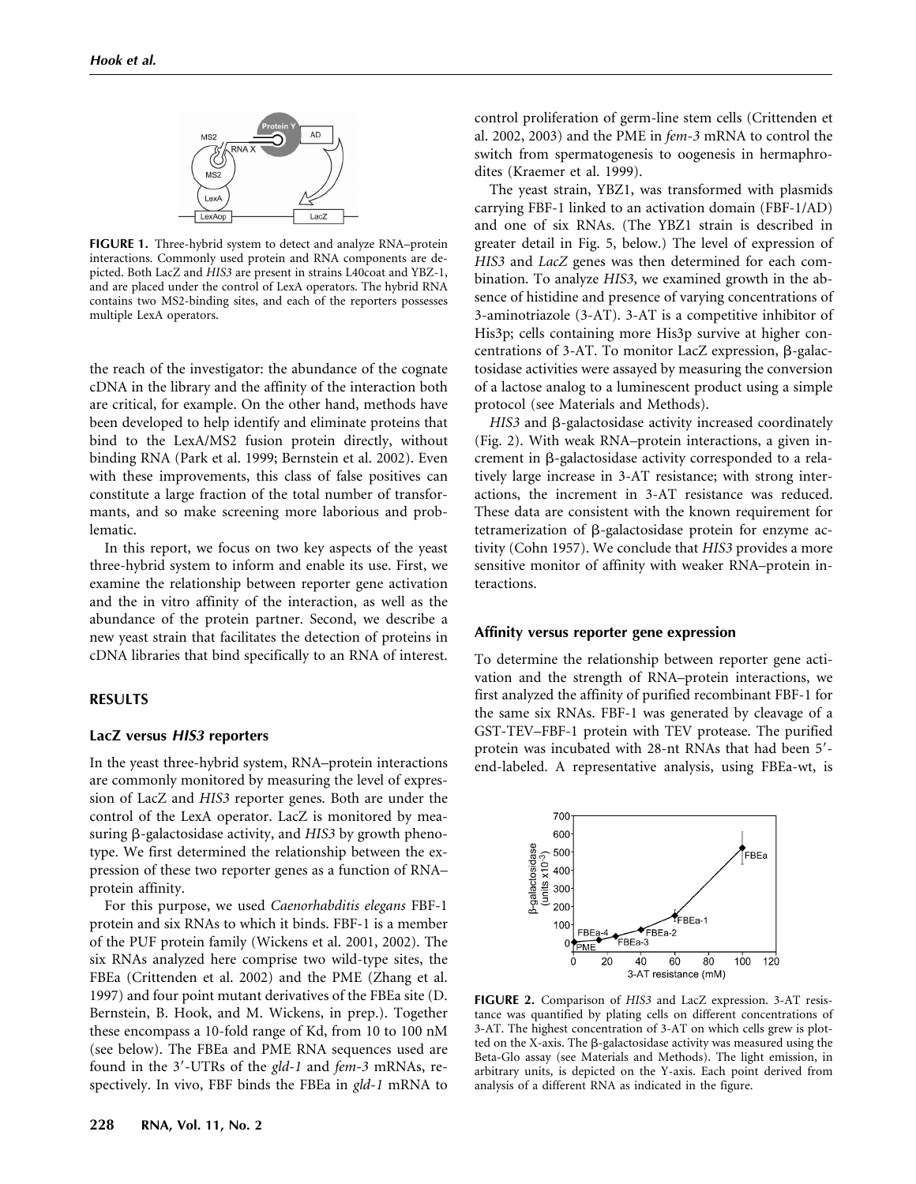**FIGURE 1.** Three-hybrid system to detect and analyze RNA–protein interactions. Commonly used protein and RNA components are depicted. Both LacZ and *HIS3* are present in strains L40coat and YBZ-1, and are placed under the control of LexA operators. The hybrid RNA contains two MS2-binding sites, and each of the reporters possesses multiple LexA operators.

the reach of the investigator: the abundance of the cognate cDNA in the library and the affinity of the interaction both are critical, for example. On the other hand, methods have been developed to help identify and eliminate proteins that bind to the LexA/MS2 fusion protein directly, without binding RNA (Park et al. 1999; Bernstein et al. 2002). Even with these improvements, this class of false positives can constitute a large fraction of the total number of transformants, and so make screening more laborious and problematic.

In this report, we focus on two key aspects of the yeast three-hybrid system to inform and enable its use. First, we examine the relationship between reporter gene activation and the in vitro affinity of the interaction, as well as the abundance of the protein partner. Second, we describe a new yeast strain that facilitates the detection of proteins in cDNA libraries that bind specifically to an RNA of interest.

## RESULTS

### LacZ versus *HIS3* reporters

In the yeast three-hybrid system, RNA–protein interactions are commonly monitored by measuring the level of expression of LacZ and *HIS3* reporter genes. Both are under the control of the LexA operator. LacZ is monitored by measuring β-galactosidase activity, and *HIS3* by growth phenotype. We first determined the relationship between the expression of these two reporter genes as a function of RNA–protein affinity.

For this purpose, we used *Caenorhabditis elegans* FBF-1 protein and six RNAs to which it binds. FBF-1 is a member of the PUF protein family (Wickens et al. 2001, 2002). The six RNAs analyzed here comprise two wild-type sites, the FBEa (Crittenden et al. 2002) and the PME (Zhang et al. 1997) and four point mutant derivatives of the FBEa site (D. Bernstein, B. Hook, and M. Wickens, in prep.). Together these encompass a 10-fold range of Kd, from 10 to 100 nM (see below). The FBEa and PME RNA sequences used are found in the 3′-UTRs of the *gld-1* and *fem-3* mRNAs, respectively. In vivo, FBF binds the FBEa in *gld-1* mRNA to control proliferation of germ-line stem cells (Crittenden et al. 2002, 2003) and the PME in *fem-3* mRNA to control the switch from spermatogenesis to oogenesis in hermaphrodites (Kraemer et al. 1999).

The yeast strain, YBZ1, was transformed with plasmids carrying FBF-1 linked to an activation domain (FBF-1/AD) and one of six RNAs. (The YBZ1 strain is described in greater detail in Fig. 5, below.) The level of expression of *HIS3* and *LacZ* genes was then determined for each combination. To analyze *HIS3*, we examined growth in the absence of histidine and presence of varying concentrations of 3-aminotriazole (3-AT). 3-AT is a competitive inhibitor of His3p; cells containing more His3p survive at higher concentrations of 3-AT. To monitor LacZ expression, β-galactosidase activities were assayed by measuring the conversion of a lactose analog to a luminescent product using a simple protocol (see Materials and Methods).

*HIS3* and β-galactosidase activity increased coordinately (Fig. 2). With weak RNA–protein interactions, a given increment in β-galactosidase activity corresponded to a relatively large increase in 3-AT resistance; with strong interactions, the increment in 3-AT resistance was reduced. These data are consistent with the known requirement for tetramerization of β-galactosidase protein for enzyme activity (Cohn 1957). We conclude that *HIS3* provides a more sensitive monitor of affinity with weaker RNA–protein interactions.

### Affinity versus reporter gene expression

To determine the relationship between reporter gene activation and the strength of RNA–protein interactions, we first analyzed the affinity of purified recombinant FBF-1 for the same six RNAs. FBF-1 was generated by cleavage of a GST-TEV–FBF-1 protein with TEV protease. The purified protein was incubated with 28-nt RNAs that had been 5′-end-labeled. A representative analysis, using FBEa-wt, is

**FIGURE 2.** Comparison of *HIS3* and LacZ expression. 3-AT resistance was quantified by plating cells on different concentrations of 3-AT. The highest concentration of 3-AT on which cells grew is plotted on the X-axis. The β-galactosidase activity was measured using the Beta-Glo assay (see Materials and Methods). The light emission, in arbitrary units, is depicted on the Y-axis. Each point derived from analysis of a different RNA as indicated in the figure.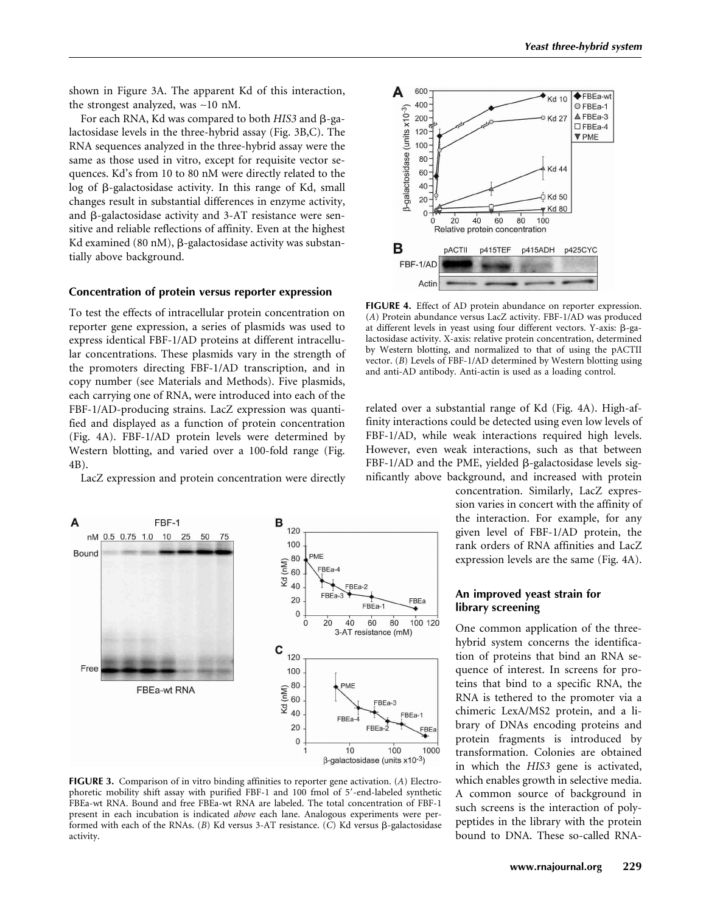shown in Figure 3A. The apparent Kd of this interaction, the strongest analyzed, was ~10 nM.

For each RNA, Kd was compared to both *HIS3* and β-galactosidase levels in the three-hybrid assay (Fig. 3B,C). The RNA sequences analyzed in the three-hybrid assay were the same as those used in vitro, except for requisite vector sequences. Kd's from 10 to 80 nM were directly related to the log of β-galactosidase activity. In this range of Kd, small changes result in substantial differences in enzyme activity, and β-galactosidase activity and 3-AT resistance were sensitive and reliable reflections of affinity. Even at the highest Kd examined (80 nM), β-galactosidase activity was substantially above background.

### Concentration of protein versus reporter expression

To test the effects of intracellular protein concentration on reporter gene expression, a series of plasmids was used to express identical FBF-1/AD proteins at different intracellular concentrations. These plasmids vary in the strength of the promoters directing FBF-1/AD transcription, and in copy number (see Materials and Methods). Five plasmids, each carrying one of RNA, were introduced into each of the FBF-1/AD-producing strains. LacZ expression was quantified and displayed as a function of protein concentration (Fig. 4A). FBF-1/AD protein levels were determined by Western blotting, and varied over a 100-fold range (Fig. 4B).

LacZ expression and protein concentration were directly related over a substantial range of Kd (Fig. 4A). High-affinity interactions could be detected using even low levels of FBF-1/AD, while weak interactions required high levels. However, even weak interactions, such as that between FBF-1/AD and the PME, yielded β-galactosidase levels significantly above background, and increased with protein concentration. Similarly, LacZ expression varies in concert with the affinity of the interaction. For example, for any given level of FBF-1/AD protein, the rank orders of RNA affinities and LacZ expression levels are the same (Fig. 4A).

**FIGURE 4.** Effect of AD protein abundance on reporter expression. (*A*) Protein abundance versus LacZ activity. FBF-1/AD was produced at different levels in yeast using four different vectors. Y-axis: β-galactosidase activity. X-axis: relative protein concentration, determined by Western blotting, and normalized to that of using the pACTII vector. (*B*) Levels of FBF-1/AD determined by Western blotting using and anti-AD antibody. Anti-actin is used as a loading control.

**FIGURE 3.** Comparison of in vitro binding affinities to reporter gene activation. (*A*) Electrophoretic mobility shift assay with purified FBF-1 and 100 fmol of 5′-end-labeled synthetic FBEa-wt RNA. Bound and free FBEa-wt RNA are labeled. The total concentration of FBF-1 present in each incubation is indicated *above* each lane. Analogous experiments were performed with each of the RNAs. (*B*) Kd versus 3-AT resistance. (*C*) Kd versus β-galactosidase activity.

### An improved yeast strain for library screening

One common application of the three-hybrid system concerns the identification of proteins that bind an RNA sequence of interest. In screens for proteins that bind to a specific RNA, the RNA is tethered to the promoter via a chimeric LexA/MS2 protein, and a library of DNAs encoding proteins and protein fragments is introduced by transformation. Colonies are obtained in which the *HIS3* gene is activated, which enables growth in selective media. A common source of background in such screens is the interaction of polypeptides in the library with the protein bound to DNA. These so-called RNA-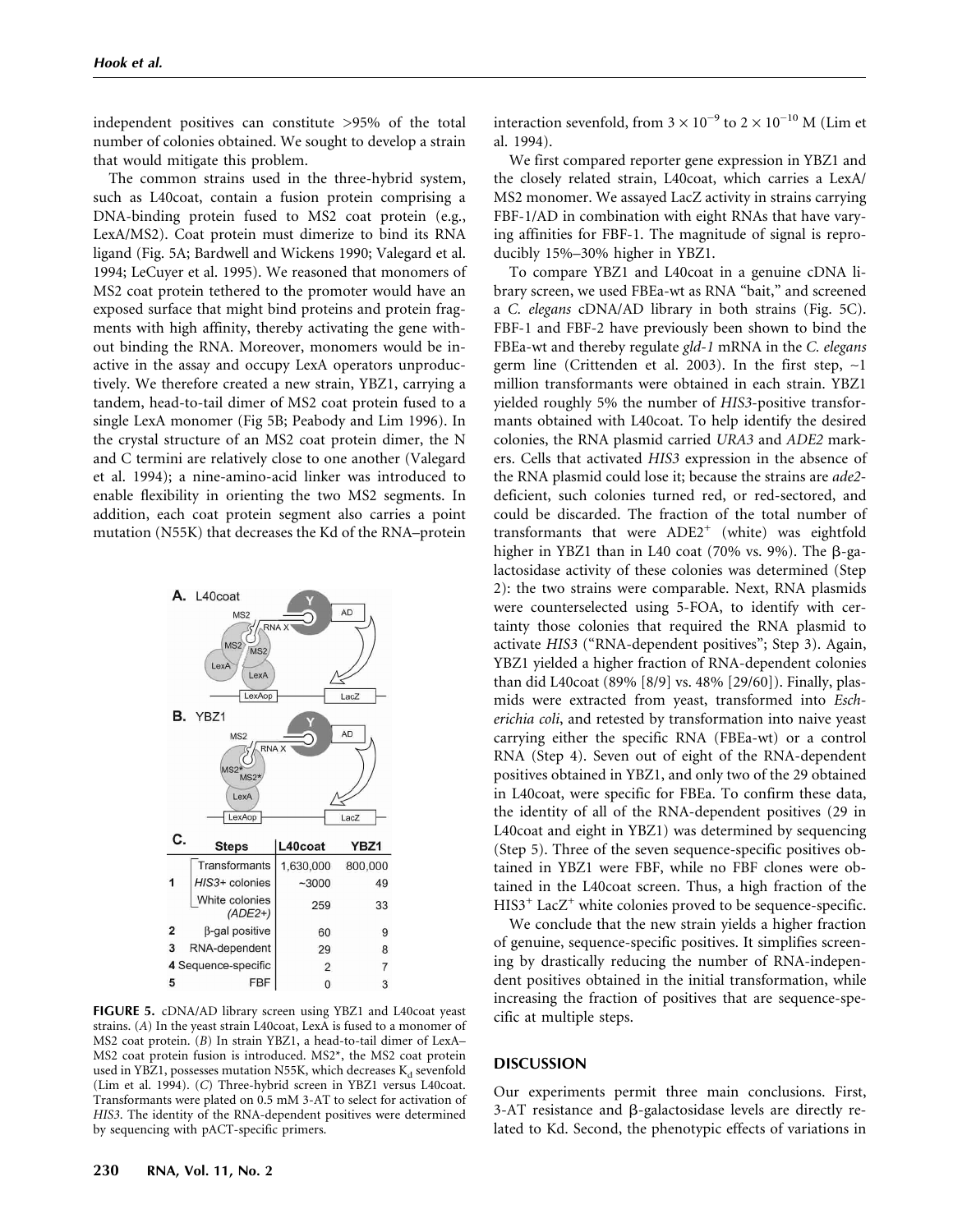independent positives can constitute >95% of the total number of colonies obtained. We sought to develop a strain that would mitigate this problem.

The common strains used in the three-hybrid system, such as L40coat, contain a fusion protein comprising a DNA-binding protein fused to MS2 coat protein (e.g., LexA/MS2). Coat protein must dimerize to bind its RNA ligand (Fig. 5A; Bardwell and Wickens 1990; Valegard et al. 1994; LeCuyer et al. 1995). We reasoned that monomers of MS2 coat protein tethered to the promoter would have an exposed surface that might bind proteins and protein fragments with high affinity, thereby activating the gene without binding the RNA. Moreover, monomers would be inactive in the assay and occupy LexA operators unproductively. We therefore created a new strain, YBZ1, carrying a tandem, head-to-tail dimer of MS2 coat protein fused to a single LexA monomer (Fig 5B; Peabody and Lim 1996). In the crystal structure of an MS2 coat protein dimer, the N and C termini are relatively close to one another (Valegard et al. 1994); a nine-amino-acid linker was introduced to enable flexibility in orienting the two MS2 segments. In addition, each coat protein segment also carries a point mutation (N55K) that decreases the Kd of the RNA–protein interaction sevenfold, from $3 \times 10^{-9}$ to $2 \times 10^{-10}$ M (Lim et al. 1994).

We first compared reporter gene expression in YBZ1 and the closely related strain, L40coat, which carries a LexA/MS2 monomer. We assayed LacZ activity in strains carrying FBF-1/AD in combination with eight RNAs that have varying affinities for FBF-1. The magnitude of signal is reproducibly 15%–30% higher in YBZ1.

To compare YBZ1 and L40coat in a genuine cDNA library screen, we used FBEa-wt as RNA "bait," and screened a *C. elegans* cDNA/AD library in both strains (Fig. 5C). FBF-1 and FBF-2 have previously been shown to bind the FBEa-wt and thereby regulate *gld-1* mRNA in the *C. elegans* germ line (Crittenden et al. 2003). In the first step, ~1 million transformants were obtained in each strain. YBZ1 yielded roughly 5% the number of *HIS3*-positive transformants obtained with L40coat. To help identify the desired colonies, the RNA plasmid carried *URA3* and *ADE2* markers. Cells that activated *HIS3* expression in the absence of the RNA plasmid could lose it; because the strains are *ade2*-deficient, such colonies turned red, or red-sectored, and could be discarded. The fraction of the total number of transformants that were $ADE2^+$ (white) was eightfold higher in YBZ1 than in L40 coat (70% vs. 9%). The β-galactosidase activity of these colonies was determined (Step 2): the two strains were comparable. Next, RNA plasmids were counterselected using 5-FOA, to identify with certainty those colonies that required the RNA plasmid to activate *HIS3* ("RNA-dependent positives"; Step 3). Again, YBZ1 yielded a higher fraction of RNA-dependent colonies than did L40coat (89% [8/9] vs. 48% [29/60]). Finally, plasmids were extracted from yeast, transformed into *Escherichia coli*, and retested by transformation into naive yeast carrying either the specific RNA (FBEa-wt) or a control RNA (Step 4). Seven out of eight of the RNA-dependent positives obtained in YBZ1, and only two of the 29 obtained in L40coat, were specific for FBEa. To confirm these data, the identity of all of the RNA-dependent positives (29 in L40coat and eight in YBZ1) was determined by sequencing (Step 5). Three of the seven sequence-specific positives obtained in YBZ1 were FBF, while no FBF clones were obtained in the L40coat screen. Thus, a high fraction of the $HIS3^+$ $LacZ^+$ white colonies proved to be sequence-specific.

We conclude that the new strain yields a higher fraction of genuine, sequence-specific positives. It simplifies screening by drastically reducing the number of RNA-independent positives obtained in the initial transformation, while increasing the fraction of positives that are sequence-specific at multiple steps.

**A.** L40coat

**B.** YBZ1

**C.**

| | Steps | L40coat | YBZ1 |
|---|---|---|---|
| 1 | Transformants | 1,630,000 | 800,000 |
| | *HIS3*+ colonies | ~3000 | 49 |
| | White colonies (*ADE2+*) | 259 | 33 |
| 2 | β-gal positive | 60 | 9 |
| 3 | RNA-dependent | 29 | 8 |
| 4 | Sequence-specific | 2 | 7 |
| 5 | FBF | 0 | 3 |

**FIGURE 5.** cDNA/AD library screen using YBZ1 and L40coat yeast strains. (*A*) In the yeast strain L40coat, LexA is fused to a monomer of MS2 coat protein. (*B*) In strain YBZ1, a head-to-tail dimer of LexA–MS2 coat protein fusion is introduced. MS2*, the MS2 coat protein used in YBZ1, possesses mutation N55K, which decreases $K_d$ sevenfold (Lim et al. 1994). (*C*) Three-hybrid screen in YBZ1 versus L40coat. Transformants were plated on 0.5 mM 3-AT to select for activation of *HIS3*. The identity of the RNA-dependent positives were determined by sequencing with pACT-specific primers.

## DISCUSSION

Our experiments permit three main conclusions. First, 3-AT resistance and β-galactosidase levels are directly related to Kd. Second, the phenotypic effects of variations in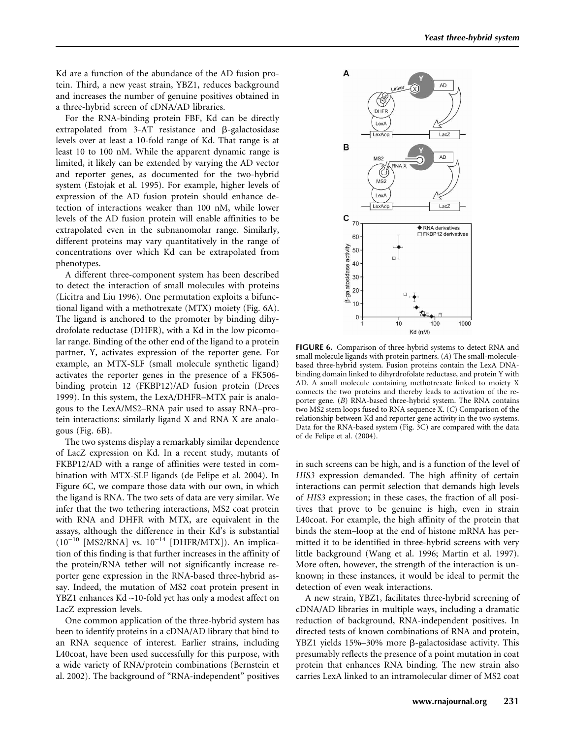Kd are a function of the abundance of the AD fusion protein. Third, a new yeast strain, YBZ1, reduces background and increases the number of genuine positives obtained in a three-hybrid screen of cDNA/AD libraries.

For the RNA-binding protein FBF, Kd can be directly extrapolated from 3-AT resistance and β-galactosidase levels over at least a 10-fold range of Kd. That range is at least 10 to 100 nM. While the apparent dynamic range is limited, it likely can be extended by varying the AD vector and reporter genes, as documented for the two-hybrid system (Estojak et al. 1995). For example, higher levels of expression of the AD fusion protein should enhance detection of interactions weaker than 100 nM, while lower levels of the AD fusion protein will enable affinities to be extrapolated even in the subnanomolar range. Similarly, different proteins may vary quantitatively in the range of concentrations over which Kd can be extrapolated from phenotypes.

A different three-component system has been described to detect the interaction of small molecules with proteins (Licitra and Liu 1996). One permutation exploits a bifunctional ligand with a methotrexate (MTX) moiety (Fig. 6A). The ligand is anchored to the promoter by binding dihydrofolate reductase (DHFR), with a Kd in the low picomolar range. Binding of the other end of the ligand to a protein partner, Y, activates expression of the reporter gene. For example, an MTX-SLF (small molecule synthetic ligand) activates the reporter genes in the presence of a FK506-binding protein 12 (FKBP12)/AD fusion protein (Drees 1999). In this system, the LexA/DHFR–MTX pair is analogous to the LexA/MS2–RNA pair used to assay RNA–protein interactions: similarly ligand X and RNA X are analogous (Fig. 6B).

The two systems display a remarkably similar dependence of LacZ expression on Kd. In a recent study, mutants of FKBP12/AD with a range of affinities were tested in combination with MTX-SLF ligands (de Felipe et al. 2004). In Figure 6C, we compare those data with our own, in which the ligand is RNA. The two sets of data are very similar. We infer that the two tethering interactions, MS2 coat protein with RNA and DHFR with MTX, are equivalent in the assays, although the difference in their Kd's is substantial ($10^{-10}$ [MS2/RNA] vs. $10^{-14}$ [DHFR/MTX]). An implication of this finding is that further increases in the affinity of the protein/RNA tether will not significantly increase reporter gene expression in the RNA-based three-hybrid assay. Indeed, the mutation of MS2 coat protein present in YBZ1 enhances Kd ~10-fold yet has only a modest affect on LacZ expression levels.

One common application of the three-hybrid system has been to identify proteins in a cDNA/AD library that bind to an RNA sequence of interest. Earlier strains, including L40coat, have been used successfully for this purpose, with a wide variety of RNA/protein combinations (Bernstein et al. 2002). The background of "RNA-independent" positives in such screens can be high, and is a function of the level of *HIS3* expression demanded. The high affinity of certain interactions can permit selection that demands high levels of *HIS3* expression; in these cases, the fraction of all positives that prove to be genuine is high, even in strain L40coat. For example, the high affinity of the protein that binds the stem–loop at the end of histone mRNA has permitted it to be identified in three-hybrid screens with very little background (Wang et al. 1996; Martin et al. 1997). More often, however, the strength of the interaction is unknown; in these instances, it would be ideal to permit the detection of even weak interactions.

A new strain, YBZ1, facilitates three-hybrid screening of cDNA/AD libraries in multiple ways, including a dramatic reduction of background, RNA-independent positives. In directed tests of known combinations of RNA and protein, YBZ1 yields 15%–30% more β-galactosidase activity. This presumably reflects the presence of a point mutation in coat protein that enhances RNA binding. The new strain also carries LexA linked to an intramolecular dimer of MS2 coat

**FIGURE 6.** Comparison of three-hybrid systems to detect RNA and small molecule ligands with protein partners. (*A*) The small-molecule-based three-hybrid system. Fusion proteins contain the LexA DNA-binding domain linked to dihyrdrofolate reductase, and protein Y with AD. A small molecule containing methotrexate linked to moiety X connects the two proteins and thereby leads to activation of the reporter gene. (*B*) RNA-based three-hybrid system. The RNA contains two MS2 stem loops fused to RNA sequence X. (*C*) Comparison of the relationship between Kd and reporter gene activity in the two systems. Data for the RNA-based system (Fig. 3C) are compared with the data of de Felipe et al. (2004).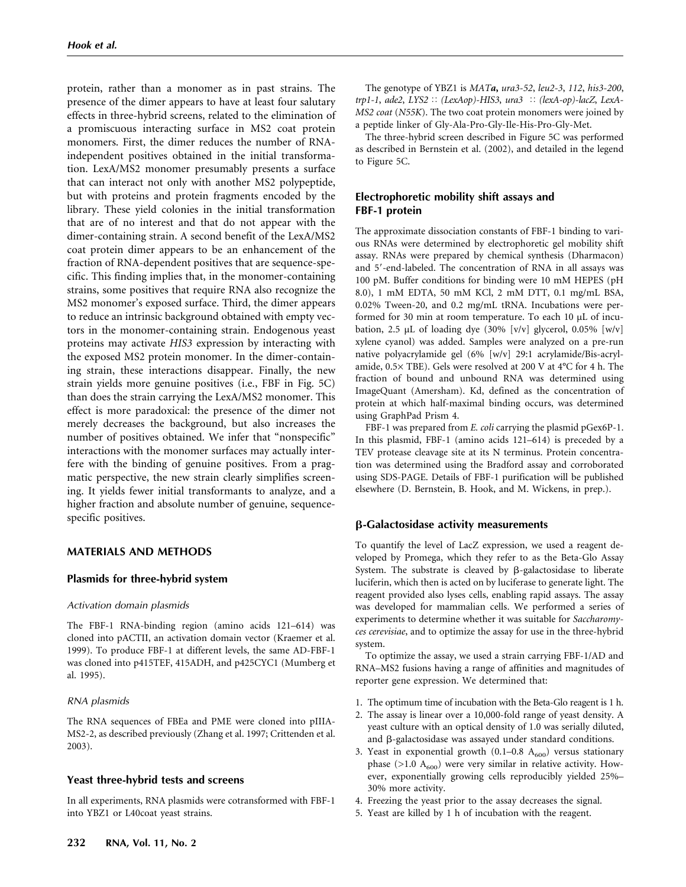protein, rather than a monomer as in past strains. The presence of the dimer appears to have at least four salutary effects in three-hybrid screens, related to the elimination of a promiscuous interacting surface in MS2 coat protein monomers. First, the dimer reduces the number of RNA-independent positives obtained in the initial transformation. LexA/MS2 monomer presumably presents a surface that can interact not only with another MS2 polypeptide, but with proteins and protein fragments encoded by the library. These yield colonies in the initial transformation that are of no interest and that do not appear with the dimer-containing strain. A second benefit of the LexA/MS2 coat protein dimer appears to be an enhancement of the fraction of RNA-dependent positives that are sequence-specific. This finding implies that, in the monomer-containing strains, some positives that require RNA also recognize the MS2 monomer's exposed surface. Third, the dimer appears to reduce an intrinsic background obtained with empty vectors in the monomer-containing strain. Endogenous yeast proteins may activate *HIS3* expression by interacting with the exposed MS2 protein monomer. In the dimer-containing strain, these interactions disappear. Finally, the new strain yields more genuine positives (i.e., FBF in Fig. 5C) than does the strain carrying the LexA/MS2 monomer. This effect is more paradoxical: the presence of the dimer not merely decreases the background, but also increases the number of positives obtained. We infer that "nonspecific" interactions with the monomer surfaces may actually interfere with the binding of genuine positives. From a pragmatic perspective, the new strain clearly simplifies screening. It yields fewer initial transformants to analyze, and a higher fraction and absolute number of genuine, sequence-specific positives.

## MATERIALS AND METHODS

### Plasmids for three-hybrid system

#### *Activation domain plasmids*

The FBF-1 RNA-binding region (amino acids 121–614) was cloned into pACTII, an activation domain vector (Kraemer et al. 1999). To produce FBF-1 at different levels, the same AD-FBF-1 was cloned into p415TEF, 415ADH, and p425CYC1 (Mumberg et al. 1995).

#### *RNA plasmids*

The RNA sequences of FBEa and PME were cloned into pIIIA-MS2-2, as described previously (Zhang et al. 1997; Crittenden et al. 2003).

### Yeast three-hybrid tests and screens

In all experiments, RNA plasmids were cotransformed with FBF-1 into YBZ1 or L40coat yeast strains.

The genotype of YBZ1 is *MAT**a***, *ura3-52, leu2-3, 112, his3-200, trp1-1, ade2, LYS2 :: (LexAop)-HIS3, ura3 :: (lexA-op)-lacZ, LexA-MS2 coat (N55K)*. The two coat protein monomers were joined by a peptide linker of Gly-Ala-Pro-Gly-Ile-His-Pro-Gly-Met.

The three-hybrid screen described in Figure 5C was performed as described in Bernstein et al. (2002), and detailed in the legend to Figure 5C.

### Electrophoretic mobility shift assays and FBF-1 protein

The approximate dissociation constants of FBF-1 binding to various RNAs were determined by electrophoretic gel mobility shift assay. RNAs were prepared by chemical synthesis (Dharmacon) and 5′-end-labeled. The concentration of RNA in all assays was 100 pM. Buffer conditions for binding were 10 mM HEPES (pH 8.0), 1 mM EDTA, 50 mM KCl, 2 mM DTT, 0.1 mg/mL BSA, 0.02% Tween-20, and 0.2 mg/mL tRNA. Incubations were performed for 30 min at room temperature. To each 10 μL of incubation, 2.5 μL of loading dye (30% [v/v] glycerol, 0.05% [w/v] xylene cyanol) was added. Samples were analyzed on a pre-run native polyacrylamide gel (6% [w/v] 29:1 acrylamide/Bis-acrylamide, 0.5× TBE). Gels were resolved at 200 V at 4°C for 4 h. The fraction of bound and unbound RNA was determined using ImageQuant (Amersham). Kd, defined as the concentration of protein at which half-maximal binding occurs, was determined using GraphPad Prism 4.

FBF-1 was prepared from *E. coli* carrying the plasmid pGex6P-1. In this plasmid, FBF-1 (amino acids 121–614) is preceded by a TEV protease cleavage site at its N terminus. Protein concentration was determined using the Bradford assay and corroborated using SDS-PAGE. Details of FBF-1 purification will be published elsewhere (D. Bernstein, B. Hook, and M. Wickens, in prep.).

### β-Galactosidase activity measurements

To quantify the level of LacZ expression, we used a reagent developed by Promega, which they refer to as the Beta-Glo Assay System. The substrate is cleaved by β-galactosidase to liberate luciferin, which then is acted on by luciferase to generate light. The reagent provided also lyses cells, enabling rapid assays. The assay was developed for mammalian cells. We performed a series of experiments to determine whether it was suitable for *Saccharomyces cerevisiae*, and to optimize the assay for use in the three-hybrid system.

To optimize the assay, we used a strain carrying FBF-1/AD and RNA–MS2 fusions having a range of affinities and magnitudes of reporter gene expression. We determined that:

1. The optimum time of incubation with the Beta-Glo reagent is 1 h.
2. The assay is linear over a 10,000-fold range of yeast density. A yeast culture with an optical density of 1.0 was serially diluted, and β-galactosidase was assayed under standard conditions.
3. Yeast in exponential growth (0.1–0.8 $A_{600}$) versus stationary phase (>1.0 $A_{600}$) were very similar in relative activity. However, exponentially growing cells reproducibly yielded 25%–30% more activity.
4. Freezing the yeast prior to the assay decreases the signal.
5. Yeast are killed by 1 h of incubation with the reagent.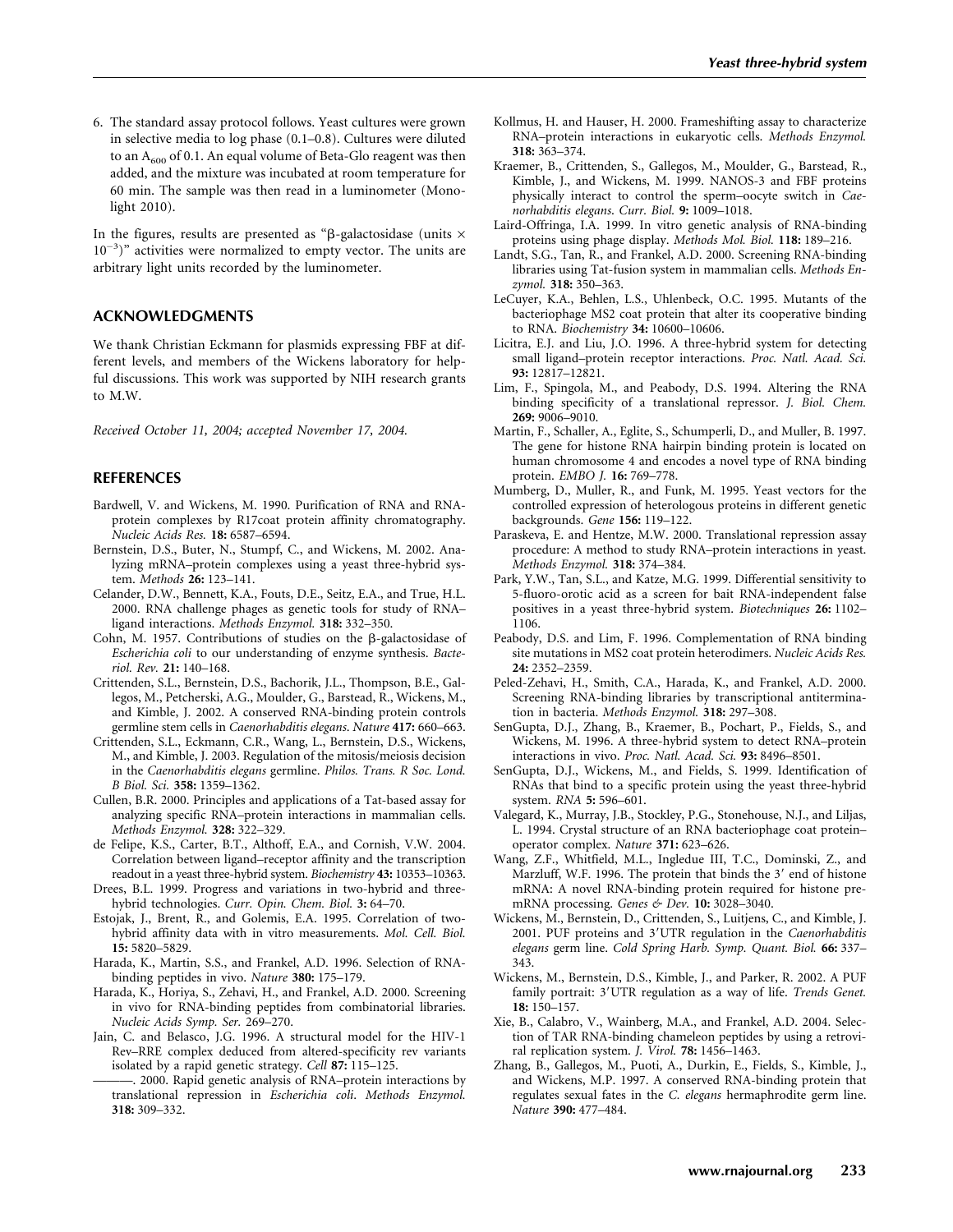6. The standard assay protocol follows. Yeast cultures were grown in selective media to log phase (0.1–0.8). Cultures were diluted to an $A_{600}$ of 0.1. An equal volume of Beta-Glo reagent was then added, and the mixture was incubated at room temperature for 60 min. The sample was then read in a luminometer (Monolight 2010).

In the figures, results are presented as "β-galactosidase (units × $10^{-3}$)" activities were normalized to empty vector. The units are arbitrary light units recorded by the luminometer.

## ACKNOWLEDGMENTS

We thank Christian Eckmann for plasmids expressing FBF at different levels, and members of the Wickens laboratory for helpful discussions. This work was supported by NIH research grants to M.W.

*Received October 11, 2004; accepted November 17, 2004.*

## REFERENCES

Bardwell, V. and Wickens, M. 1990. Purification of RNA and RNA-protein complexes by R17coat protein affinity chromatography. *Nucleic Acids Res.* **18:** 6587–6594.

Bernstein, D.S., Buter, N., Stumpf, C., and Wickens, M. 2002. Analyzing mRNA–protein complexes using a yeast three-hybrid system. *Methods* **26:** 123–141.

Celander, D.W., Bennett, K.A., Fouts, D.E., Seitz, E.A., and True, H.L. 2000. RNA challenge phages as genetic tools for study of RNA–ligand interactions. *Methods Enzymol.* **318:** 332–350.

Cohn, M. 1957. Contributions of studies on the β-galactosidase of *Escherichia coli* to our understanding of enzyme synthesis. *Bacteriol. Rev.* **21:** 140–168.

Crittenden, S.L., Bernstein, D.S., Bachorik, J.L., Thompson, B.E., Gallegos, M., Petcherski, A.G., Moulder, G., Barstead, R., Wickens, M., and Kimble, J. 2002. A conserved RNA-binding protein controls germline stem cells in *Caenorhabditis elegans*. *Nature* **417:** 660–663.

Crittenden, S.L., Eckmann, C.R., Wang, L., Bernstein, D.S., Wickens, M., and Kimble, J. 2003. Regulation of the mitosis/meiosis decision in the *Caenorhabditis elegans* germline. *Philos. Trans. R Soc. Lond. B Biol. Sci.* **358:** 1359–1362.

Cullen, B.R. 2000. Principles and applications of a Tat-based assay for analyzing specific RNA–protein interactions in mammalian cells. *Methods Enzymol.* **328:** 322–329.

de Felipe, K.S., Carter, B.T., Althoff, E.A., and Cornish, V.W. 2004. Correlation between ligand–receptor affinity and the transcription readout in a yeast three-hybrid system. *Biochemistry* **43:** 10353–10363.

Drees, B.L. 1999. Progress and variations in two-hybrid and three-hybrid technologies. *Curr. Opin. Chem. Biol.* **3:** 64–70.

Estojak, J., Brent, R., and Golemis, E.A. 1995. Correlation of two-hybrid affinity data with in vitro measurements. *Mol. Cell. Biol.* **15:** 5820–5829.

Harada, K., Martin, S.S., and Frankel, A.D. 1996. Selection of RNA-binding peptides in vivo. *Nature* **380:** 175–179.

Harada, K., Horiya, S., Zehavi, H., and Frankel, A.D. 2000. Screening in vivo for RNA-binding peptides from combinatorial libraries. *Nucleic Acids Symp. Ser.* 269–270.

Jain, C. and Belasco, J.G. 1996. A structural model for the HIV-1 Rev–RRE complex deduced from altered-specificity rev variants isolated by a rapid genetic strategy. *Cell* **87:** 115–125.

———. 2000. Rapid genetic analysis of RNA–protein interactions by translational repression in *Escherichia coli*. *Methods Enzymol.* **318:** 309–332.

Kollmus, H. and Hauser, H. 2000. Frameshifting assay to characterize RNA–protein interactions in eukaryotic cells. *Methods Enzymol.* **318:** 363–374.

Kraemer, B., Crittenden, S., Gallegos, M., Moulder, G., Barstead, R., Kimble, J., and Wickens, M. 1999. NANOS-3 and FBF proteins physically interact to control the sperm–oocyte switch in *Caenorhabditis elegans*. *Curr. Biol.* **9:** 1009–1018.

Laird-Offringa, I.A. 1999. In vitro genetic analysis of RNA-binding proteins using phage display. *Methods Mol. Biol.* **118:** 189–216.

Landt, S.G., Tan, R., and Frankel, A.D. 2000. Screening RNA-binding libraries using Tat-fusion system in mammalian cells. *Methods Enzymol.* **318:** 350–363.

LeCuyer, K.A., Behlen, L.S., Uhlenbeck, O.C. 1995. Mutants of the bacteriophage MS2 coat protein that alter its cooperative binding to RNA. *Biochemistry* **34:** 10600–10606.

Licitra, E.J. and Liu, J.O. 1996. A three-hybrid system for detecting small ligand–protein receptor interactions. *Proc. Natl. Acad. Sci.* **93:** 12817–12821.

Lim, F., Spingola, M., and Peabody, D.S. 1994. Altering the RNA binding specificity of a translational repressor. *J. Biol. Chem.* **269:** 9006–9010.

Martin, F., Schaller, A., Eglite, S., Schumperli, D., and Muller, B. 1997. The gene for histone RNA hairpin binding protein is located on human chromosome 4 and encodes a novel type of RNA binding protein. *EMBO J.* **16:** 769–778.

Mumberg, D., Muller, R., and Funk, M. 1995. Yeast vectors for the controlled expression of heterologous proteins in different genetic backgrounds. *Gene* **156:** 119–122.

Paraskeva, E. and Hentze, M.W. 2000. Translational repression assay procedure: A method to study RNA–protein interactions in yeast. *Methods Enzymol.* **318:** 374–384.

Park, Y.W., Tan, S.L., and Katze, M.G. 1999. Differential sensitivity to 5-fluoro-orotic acid as a screen for bait RNA-independent false positives in a yeast three-hybrid system. *Biotechniques* **26:** 1102–1106.

Peabody, D.S. and Lim, F. 1996. Complementation of RNA binding site mutations in MS2 coat protein heterodimers. *Nucleic Acids Res.* **24:** 2352–2359.

Peled-Zehavi, H., Smith, C.A., Harada, K., and Frankel, A.D. 2000. Screening RNA-binding libraries by transcriptional antitermination in bacteria. *Methods Enzymol.* **318:** 297–308.

SenGupta, D.J., Zhang, B., Kraemer, B., Pochart, P., Fields, S., and Wickens, M. 1996. A three-hybrid system to detect RNA–protein interactions in vivo. *Proc. Natl. Acad. Sci.* **93:** 8496–8501.

SenGupta, D.J., Wickens, M., and Fields, S. 1999. Identification of RNAs that bind to a specific protein using the yeast three-hybrid system. *RNA* **5:** 596–601.

Valegard, K., Murray, J.B., Stockley, P.G., Stonehouse, N.J., and Liljas, L. 1994. Crystal structure of an RNA bacteriophage coat protein–operator complex. *Nature* **371:** 623–626.

Wang, Z.F., Whitfield, M.L., Ingledue III, T.C., Dominski, Z., and Marzluff, W.F. 1996. The protein that binds the 3′ end of histone mRNA: A novel RNA-binding protein required for histone pre-mRNA processing. *Genes & Dev.* **10:** 3028–3040.

Wickens, M., Bernstein, D., Crittenden, S., Luitjens, C., and Kimble, J. 2001. PUF proteins and 3′UTR regulation in the *Caenorhabditis elegans* germ line. *Cold Spring Harb. Symp. Quant. Biol.* **66:** 337–343.

Wickens, M., Bernstein, D.S., Kimble, J., and Parker, R. 2002. A PUF family portrait: 3′UTR regulation as a way of life. *Trends Genet.* **18:** 150–157.

Xie, B., Calabro, V., Wainberg, M.A., and Frankel, A.D. 2004. Selection of TAR RNA-binding chameleon peptides by using a retroviral replication system. *J. Virol.* **78:** 1456–1463.

Zhang, B., Gallegos, M., Puoti, A., Durkin, E., Fields, S., Kimble, J., and Wickens, M.P. 1997. A conserved RNA-binding protein that regulates sexual fates in the *C. elegans* hermaphrodite germ line. *Nature* **390:** 477–484.